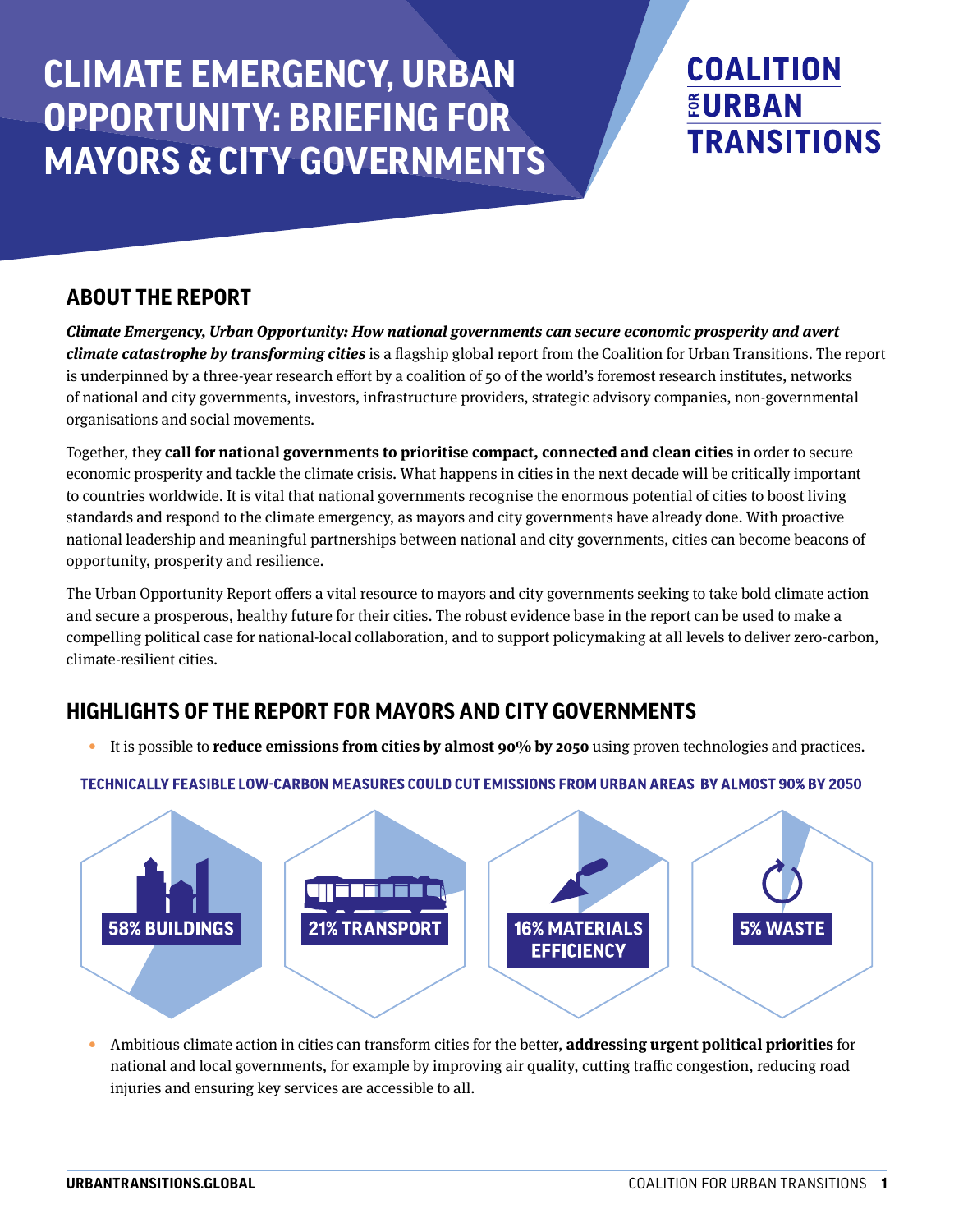# CLIMATE EMERGENCY, URBAN OPPORTUNITY: BRIEFING FOR MAYORS & CITY GOVERNMENTS

COALITION FOR URBAN TRANSITIONS

## ABOUT THE REPORT

***Climate Emergency, Urban Opportunity: How national governments can secure economic prosperity and avert climate catastrophe by transforming cities*** is a flagship global report from the Coalition for Urban Transitions. The report is underpinned by a three-year research effort by a coalition of 50 of the world's foremost research institutes, networks of national and city governments, investors, infrastructure providers, strategic advisory companies, non-governmental organisations and social movements.

Together, they **call for national governments to prioritise compact, connected and clean cities** in order to secure economic prosperity and tackle the climate crisis. What happens in cities in the next decade will be critically important to countries worldwide. It is vital that national governments recognise the enormous potential of cities to boost living standards and respond to the climate emergency, as mayors and city governments have already done. With proactive national leadership and meaningful partnerships between national and city governments, cities can become beacons of opportunity, prosperity and resilience.

The Urban Opportunity Report offers a vital resource to mayors and city governments seeking to take bold climate action and secure a prosperous, healthy future for their cities. The robust evidence base in the report can be used to make a compelling political case for national-local collaboration, and to support policymaking at all levels to deliver zero-carbon, climate-resilient cities.

## HIGHLIGHTS OF THE REPORT FOR MAYORS AND CITY GOVERNMENTS

- It is possible to **reduce emissions from cities by almost 90% by 2050** using proven technologies and practices.

**TECHNICALLY FEASIBLE LOW-CARBON MEASURES COULD CUT EMISSIONS FROM URBAN AREAS BY ALMOST 90% BY 2050**

58% BUILDINGS

21% TRANSPORT

16% MATERIALS EFFICIENCY

5% WASTE

- Ambitious climate action in cities can transform cities for the better, **addressing urgent political priorities** for national and local governments, for example by improving air quality, cutting traffic congestion, reducing road injuries and ensuring key services are accessible to all.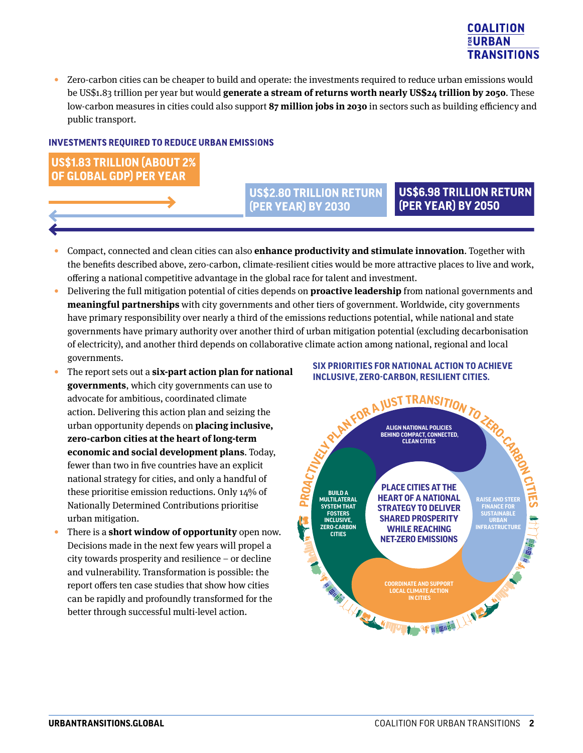- Zero-carbon cities can be cheaper to build and operate: the investments required to reduce urban emissions would be US$1.83 trillion per year but would **generate a stream of returns worth nearly US$24 trillion by 2050**. These low-carbon measures in cities could also support **87 million jobs in 2030** in sectors such as building efficiency and public transport.

### INVESTMENTS REQUIRED TO REDUCE URBAN EMISSIONS

**US$1.83 TRILLION (ABOUT 2% OF GLOBAL GDP) PER YEAR**

**US$2.80 TRILLION RETURN (PER YEAR) BY 2030**

**US$6.98 TRILLION RETURN (PER YEAR) BY 2050**

- Compact, connected and clean cities can also **enhance productivity and stimulate innovation**. Together with the benefits described above, zero-carbon, climate-resilient cities would be more attractive places to live and work, offering a national competitive advantage in the global race for talent and investment.
- Delivering the full mitigation potential of cities depends on **proactive leadership** from national governments and **meaningful partnerships** with city governments and other tiers of government. Worldwide, city governments have primary responsibility over nearly a third of the emissions reductions potential, while national and state governments have primary authority over another third of urban mitigation potential (excluding decarbonisation of electricity), and another third depends on collaborative climate action among national, regional and local governments.
- The report sets out a **six-part action plan for national governments**, which city governments can use to advocate for ambitious, coordinated climate action. Delivering this action plan and seizing the urban opportunity depends on **placing inclusive, zero-carbon cities at the heart of long-term economic and social development plans**. Today, fewer than two in five countries have an explicit national strategy for cities, and only a handful of these prioritise emission reductions. Only 14% of Nationally Determined Contributions prioritise urban mitigation.
- There is a **short window of opportunity** open now. Decisions made in the next few years will propel a city towards prosperity and resilience – or decline and vulnerability. Transformation is possible: the report offers ten case studies that show how cities can be rapidly and profoundly transformed for the better through successful multi-level action.

### SIX PRIORITIES FOR NATIONAL ACTION TO ACHIEVE INCLUSIVE, ZERO-CARBON, RESILIENT CITIES.

PROACTIVELY PLAN FOR A JUST TRANSITION TO ZERO-CARBON CITIES

- ALIGN NATIONAL POLICIES BEHIND COMPACT, CONNECTED, CLEAN CITIES
- RAISE AND STEER FINANCE FOR SUSTAINABLE URBAN INFRASTRUCTURE
- COORDINATE AND SUPPORT LOCAL CLIMATE ACTION IN CITIES
- BUILD A MULTILATERAL SYSTEM THAT FOSTERS INCLUSIVE, ZERO-CARBON CITIES

PLACE CITIES AT THE HEART OF A NATIONAL STRATEGY TO DELIVER SHARED PROSPERITY WHILE REACHING NET-ZERO EMISSIONS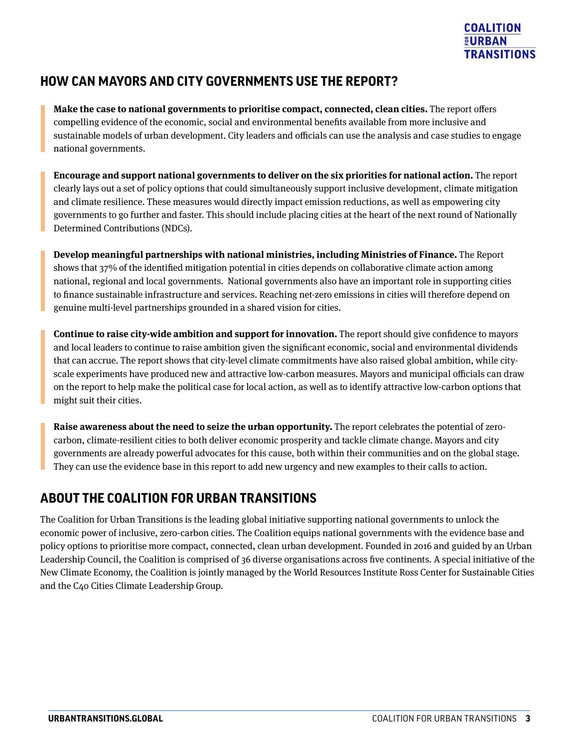## HOW CAN MAYORS AND CITY GOVERNMENTS USE THE REPORT?

**Make the case to national governments to prioritise compact, connected, clean cities.** The report offers compelling evidence of the economic, social and environmental benefits available from more inclusive and sustainable models of urban development. City leaders and officials can use the analysis and case studies to engage national governments.

**Encourage and support national governments to deliver on the six priorities for national action.** The report clearly lays out a set of policy options that could simultaneously support inclusive development, climate mitigation and climate resilience. These measures would directly impact emission reductions, as well as empowering city governments to go further and faster. This should include placing cities at the heart of the next round of Nationally Determined Contributions (NDCs).

**Develop meaningful partnerships with national ministries, including Ministries of Finance.** The Report shows that 37% of the identified mitigation potential in cities depends on collaborative climate action among national, regional and local governments. National governments also have an important role in supporting cities to finance sustainable infrastructure and services. Reaching net-zero emissions in cities will therefore depend on genuine multi-level partnerships grounded in a shared vision for cities.

**Continue to raise city-wide ambition and support for innovation.** The report should give confidence to mayors and local leaders to continue to raise ambition given the significant economic, social and environmental dividends that can accrue. The report shows that city-level climate commitments have also raised global ambition, while city-scale experiments have produced new and attractive low-carbon measures. Mayors and municipal officials can draw on the report to help make the political case for local action, as well as to identify attractive low-carbon options that might suit their cities.

**Raise awareness about the need to seize the urban opportunity.** The report celebrates the potential of zero-carbon, climate-resilient cities to both deliver economic prosperity and tackle climate change. Mayors and city governments are already powerful advocates for this cause, both within their communities and on the global stage. They can use the evidence base in this report to add new urgency and new examples to their calls to action.

## ABOUT THE COALITION FOR URBAN TRANSITIONS

The Coalition for Urban Transitions is the leading global initiative supporting national governments to unlock the economic power of inclusive, zero-carbon cities. The Coalition equips national governments with the evidence base and policy options to prioritise more compact, connected, clean urban development. Founded in 2016 and guided by an Urban Leadership Council, the Coalition is comprised of 36 diverse organisations across five continents. A special initiative of the New Climate Economy, the Coalition is jointly managed by the World Resources Institute Ross Center for Sustainable Cities and the C40 Cities Climate Leadership Group.